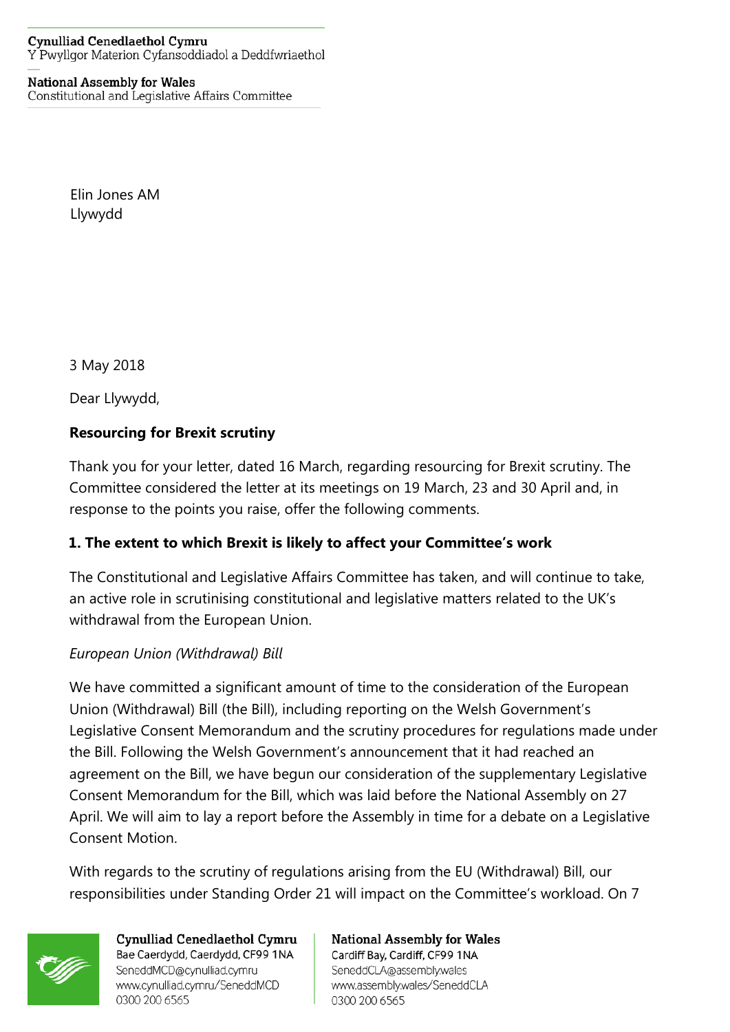Cynulliad Cenedlaethol Cymru
Y Pwyllgor Materion Cyfansoddiadol a Deddfwriaethol

National Assembly for Wales
Constitutional and Legislative Affairs Committee

Elin Jones AM
Llywydd

3 May 2018

Dear Llywydd,

**Resourcing for Brexit scrutiny**

Thank you for your letter, dated 16 March, regarding resourcing for Brexit scrutiny. The Committee considered the letter at its meetings on 19 March, 23 and 30 April and, in response to the points you raise, offer the following comments.

**1. The extent to which Brexit is likely to affect your Committee's work**

The Constitutional and Legislative Affairs Committee has taken, and will continue to take, an active role in scrutinising constitutional and legislative matters related to the UK's withdrawal from the European Union.

*European Union (Withdrawal) Bill*

We have committed a significant amount of time to the consideration of the European Union (Withdrawal) Bill (the Bill), including reporting on the Welsh Government's Legislative Consent Memorandum and the scrutiny procedures for regulations made under the Bill. Following the Welsh Government's announcement that it had reached an agreement on the Bill, we have begun our consideration of the supplementary Legislative Consent Memorandum for the Bill, which was laid before the National Assembly on 27 April. We will aim to lay a report before the Assembly in time for a debate on a Legislative Consent Motion.

With regards to the scrutiny of regulations arising from the EU (Withdrawal) Bill, our responsibilities under Standing Order 21 will impact on the Committee's workload. On 7

Cynulliad Cenedlaethol Cymru
Bae Caerdydd, Caerdydd, CF99 1NA
SeneddMCD@cynulliad.cymru
www.cynulliad.cymru/SeneddMCD
0300 200 6565

National Assembly for Wales
Cardiff Bay, Cardiff, CF99 1NA
SeneddCLA@assembly.wales
www.assembly.wales/SeneddCLA
0300 200 6565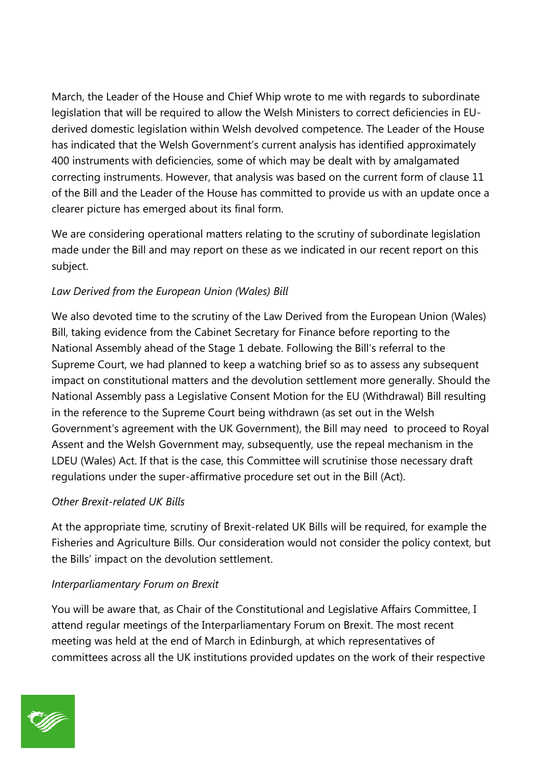March, the Leader of the House and Chief Whip wrote to me with regards to subordinate legislation that will be required to allow the Welsh Ministers to correct deficiencies in EU-derived domestic legislation within Welsh devolved competence. The Leader of the House has indicated that the Welsh Government's current analysis has identified approximately 400 instruments with deficiencies, some of which may be dealt with by amalgamated correcting instruments. However, that analysis was based on the current form of clause 11 of the Bill and the Leader of the House has committed to provide us with an update once a clearer picture has emerged about its final form.

We are considering operational matters relating to the scrutiny of subordinate legislation made under the Bill and may report on these as we indicated in our recent report on this subject.

*Law Derived from the European Union (Wales) Bill*

We also devoted time to the scrutiny of the Law Derived from the European Union (Wales) Bill, taking evidence from the Cabinet Secretary for Finance before reporting to the National Assembly ahead of the Stage 1 debate. Following the Bill's referral to the Supreme Court, we had planned to keep a watching brief so as to assess any subsequent impact on constitutional matters and the devolution settlement more generally. Should the National Assembly pass a Legislative Consent Motion for the EU (Withdrawal) Bill resulting in the reference to the Supreme Court being withdrawn (as set out in the Welsh Government's agreement with the UK Government), the Bill may need to proceed to Royal Assent and the Welsh Government may, subsequently, use the repeal mechanism in the LDEU (Wales) Act. If that is the case, this Committee will scrutinise those necessary draft regulations under the super-affirmative procedure set out in the Bill (Act).

*Other Brexit-related UK Bills*

At the appropriate time, scrutiny of Brexit-related UK Bills will be required, for example the Fisheries and Agriculture Bills. Our consideration would not consider the policy context, but the Bills' impact on the devolution settlement.

*Interparliamentary Forum on Brexit*

You will be aware that, as Chair of the Constitutional and Legislative Affairs Committee, I attend regular meetings of the Interparliamentary Forum on Brexit. The most recent meeting was held at the end of March in Edinburgh, at which representatives of committees across all the UK institutions provided updates on the work of their respective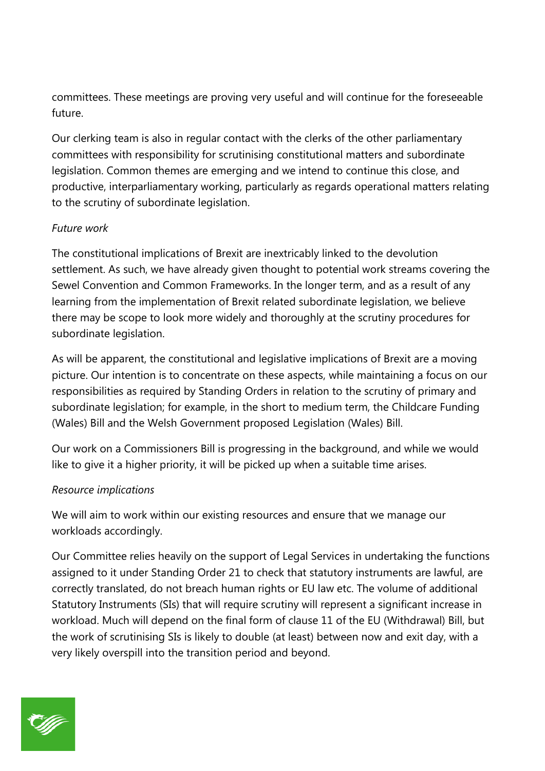committees. These meetings are proving very useful and will continue for the foreseeable future.

Our clerking team is also in regular contact with the clerks of the other parliamentary committees with responsibility for scrutinising constitutional matters and subordinate legislation. Common themes are emerging and we intend to continue this close, and productive, interparliamentary working, particularly as regards operational matters relating to the scrutiny of subordinate legislation.

*Future work*

The constitutional implications of Brexit are inextricably linked to the devolution settlement. As such, we have already given thought to potential work streams covering the Sewel Convention and Common Frameworks. In the longer term, and as a result of any learning from the implementation of Brexit related subordinate legislation, we believe there may be scope to look more widely and thoroughly at the scrutiny procedures for subordinate legislation.

As will be apparent, the constitutional and legislative implications of Brexit are a moving picture. Our intention is to concentrate on these aspects, while maintaining a focus on our responsibilities as required by Standing Orders in relation to the scrutiny of primary and subordinate legislation; for example, in the short to medium term, the Childcare Funding (Wales) Bill and the Welsh Government proposed Legislation (Wales) Bill.

Our work on a Commissioners Bill is progressing in the background, and while we would like to give it a higher priority, it will be picked up when a suitable time arises.

*Resource implications*

We will aim to work within our existing resources and ensure that we manage our workloads accordingly.

Our Committee relies heavily on the support of Legal Services in undertaking the functions assigned to it under Standing Order 21 to check that statutory instruments are lawful, are correctly translated, do not breach human rights or EU law etc. The volume of additional Statutory Instruments (SIs) that will require scrutiny will represent a significant increase in workload. Much will depend on the final form of clause 11 of the EU (Withdrawal) Bill, but the work of scrutinising SIs is likely to double (at least) between now and exit day, with a very likely overspill into the transition period and beyond.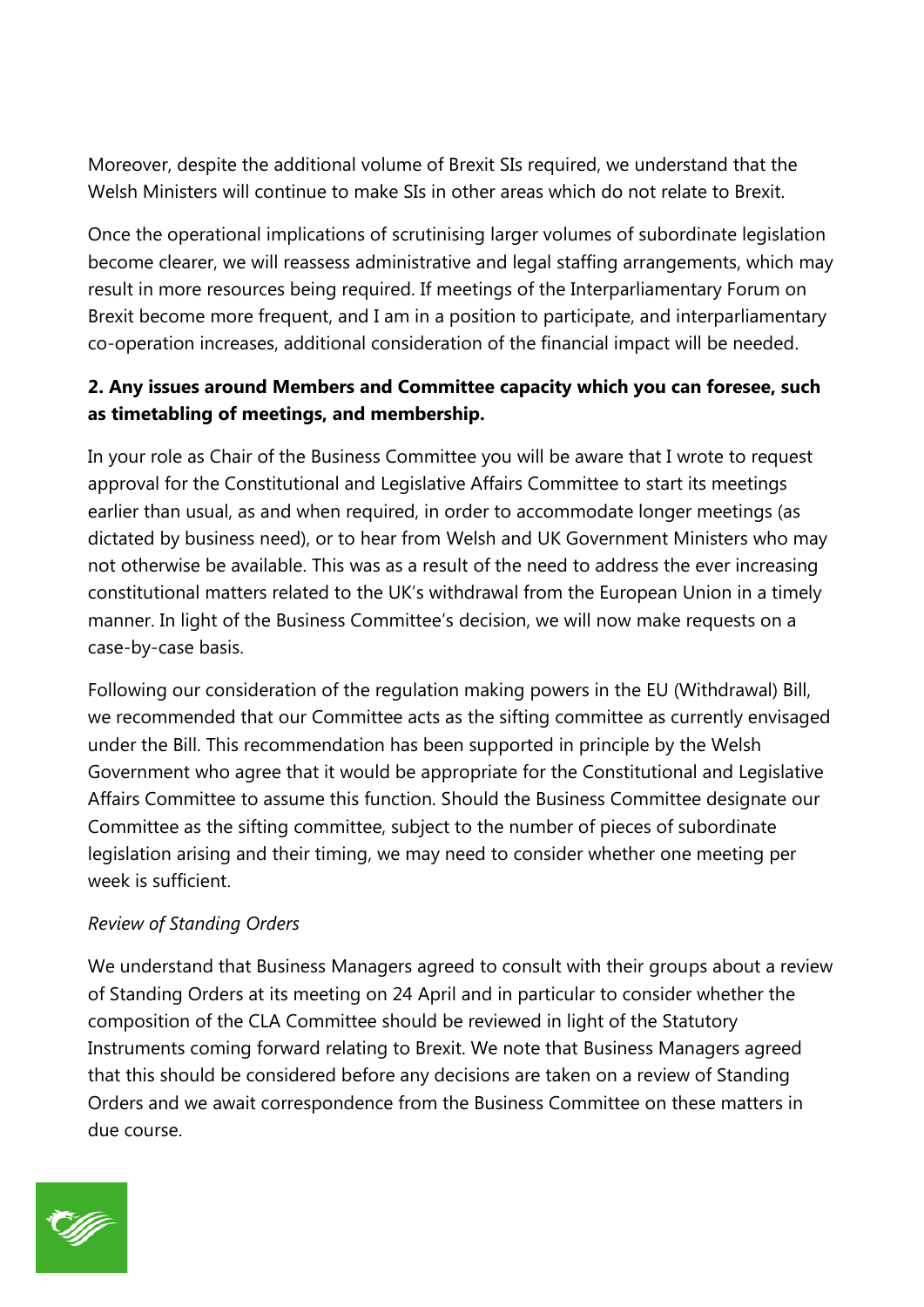Moreover, despite the additional volume of Brexit SIs required, we understand that the Welsh Ministers will continue to make SIs in other areas which do not relate to Brexit.

Once the operational implications of scrutinising larger volumes of subordinate legislation become clearer, we will reassess administrative and legal staffing arrangements, which may result in more resources being required. If meetings of the Interparliamentary Forum on Brexit become more frequent, and I am in a position to participate, and interparliamentary co-operation increases, additional consideration of the financial impact will be needed.

**2. Any issues around Members and Committee capacity which you can foresee, such as timetabling of meetings, and membership.**

In your role as Chair of the Business Committee you will be aware that I wrote to request approval for the Constitutional and Legislative Affairs Committee to start its meetings earlier than usual, as and when required, in order to accommodate longer meetings (as dictated by business need), or to hear from Welsh and UK Government Ministers who may not otherwise be available. This was as a result of the need to address the ever increasing constitutional matters related to the UK's withdrawal from the European Union in a timely manner. In light of the Business Committee's decision, we will now make requests on a case-by-case basis.

Following our consideration of the regulation making powers in the EU (Withdrawal) Bill, we recommended that our Committee acts as the sifting committee as currently envisaged under the Bill. This recommendation has been supported in principle by the Welsh Government who agree that it would be appropriate for the Constitutional and Legislative Affairs Committee to assume this function. Should the Business Committee designate our Committee as the sifting committee, subject to the number of pieces of subordinate legislation arising and their timing, we may need to consider whether one meeting per week is sufficient.

*Review of Standing Orders*

We understand that Business Managers agreed to consult with their groups about a review of Standing Orders at its meeting on 24 April and in particular to consider whether the composition of the CLA Committee should be reviewed in light of the Statutory Instruments coming forward relating to Brexit. We note that Business Managers agreed that this should be considered before any decisions are taken on a review of Standing Orders and we await correspondence from the Business Committee on these matters in due course.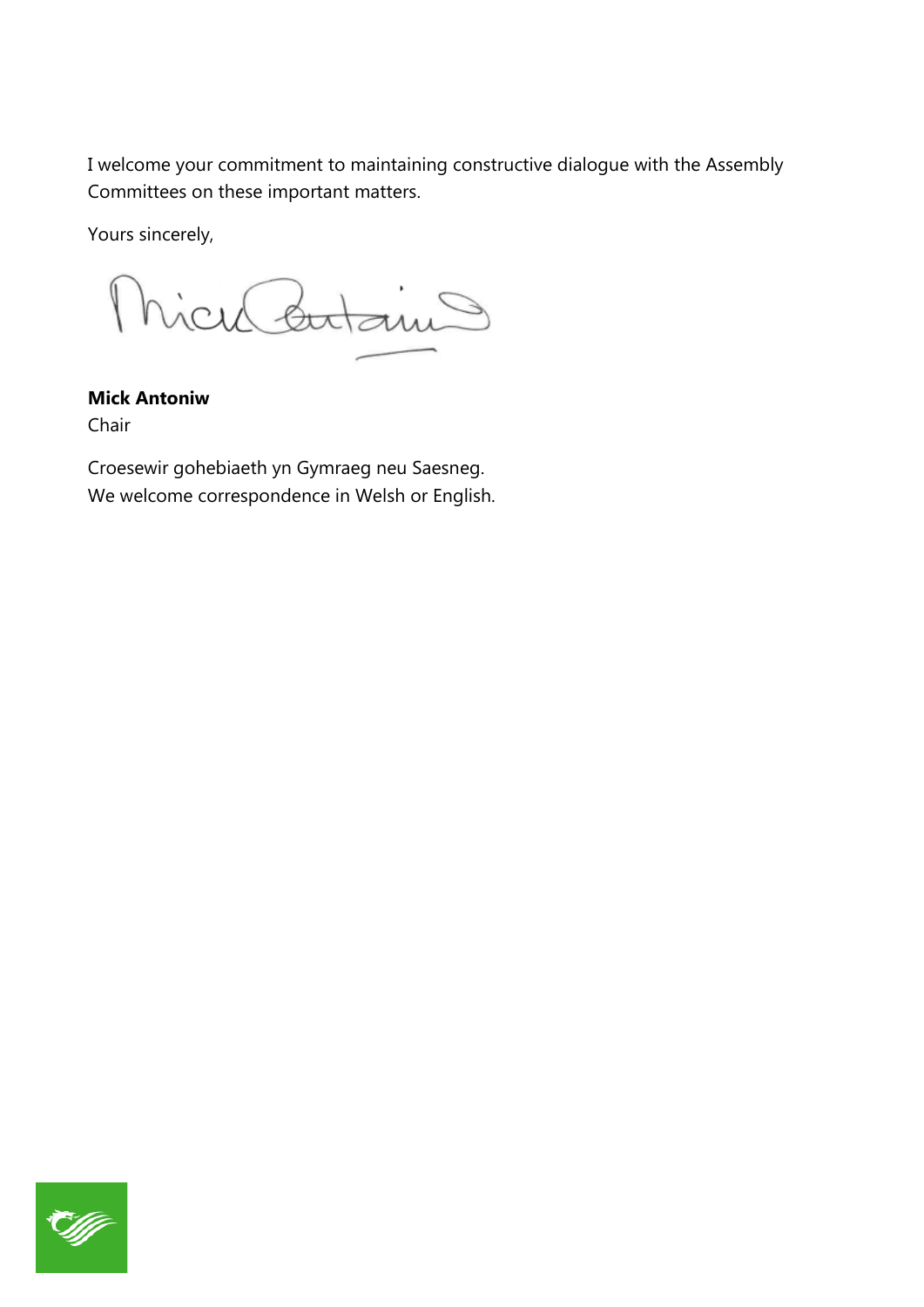I welcome your commitment to maintaining constructive dialogue with the Assembly Committees on these important matters.

Yours sincerely,

**Mick Antoniw**
Chair

Croesewir gohebiaeth yn Gymraeg neu Saesneg.
We welcome correspondence in Welsh or English.